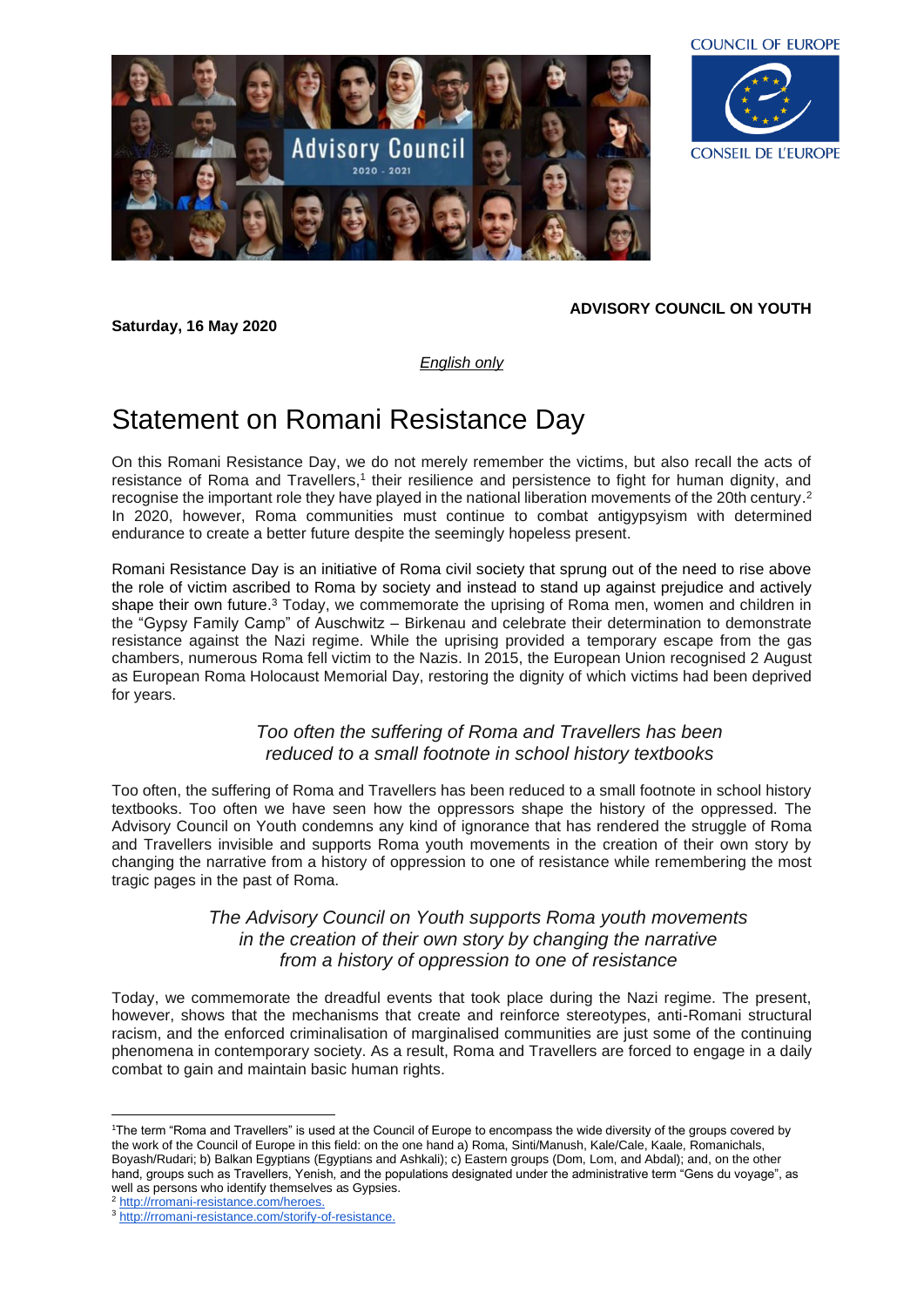COUNCIL OF EUROPE

CONSEIL DE L'EUROPE

**ADVISORY COUNCIL ON YOUTH**

**Saturday, 16 May 2020**

*English only*

# Statement on Romani Resistance Day

On this Romani Resistance Day, we do not merely remember the victims, but also recall the acts of resistance of Roma and Travellers,[1] their resilience and persistence to fight for human dignity, and recognise the important role they have played in the national liberation movements of the 20th century.[2] In 2020, however, Roma communities must continue to combat antigypsyism with determined endurance to create a better future despite the seemingly hopeless present.

Romani Resistance Day is an initiative of Roma civil society that sprung out of the need to rise above the role of victim ascribed to Roma by society and instead to stand up against prejudice and actively shape their own future.[3] Today, we commemorate the uprising of Roma men, women and children in the "Gypsy Family Camp" of Auschwitz – Birkenau and celebrate their determination to demonstrate resistance against the Nazi regime. While the uprising provided a temporary escape from the gas chambers, numerous Roma fell victim to the Nazis. In 2015, the European Union recognised 2 August as European Roma Holocaust Memorial Day, restoring the dignity of which victims had been deprived for years.

*Too often the suffering of Roma and Travellers has been reduced to a small footnote in school history textbooks*

Too often, the suffering of Roma and Travellers has been reduced to a small footnote in school history textbooks. Too often we have seen how the oppressors shape the history of the oppressed. The Advisory Council on Youth condemns any kind of ignorance that has rendered the struggle of Roma and Travellers invisible and supports Roma youth movements in the creation of their own story by changing the narrative from a history of oppression to one of resistance while remembering the most tragic pages in the past of Roma.

*The Advisory Council on Youth supports Roma youth movements in the creation of their own story by changing the narrative from a history of oppression to one of resistance*

Today, we commemorate the dreadful events that took place during the Nazi regime. The present, however, shows that the mechanisms that create and reinforce stereotypes, anti-Romani structural racism, and the enforced criminalisation of marginalised communities are just some of the continuing phenomena in contemporary society. As a result, Roma and Travellers are forced to engage in a daily combat to gain and maintain basic human rights.

---

[1] The term "Roma and Travellers" is used at the Council of Europe to encompass the wide diversity of the groups covered by the work of the Council of Europe in this field: on the one hand a) Roma, Sinti/Manush, Kale/Cale, Kaale, Romanichals, Boyash/Rudari; b) Balkan Egyptians (Egyptians and Ashkali); c) Eastern groups (Dom, Lom, and Abdal); and, on the other hand, groups such as Travellers, Yenish, and the populations designated under the administrative term "Gens du voyage", as well as persons who identify themselves as Gypsies.

[2] http://rromani-resistance.com/heroes.

[3] http://rromani-resistance.com/storify-of-resistance.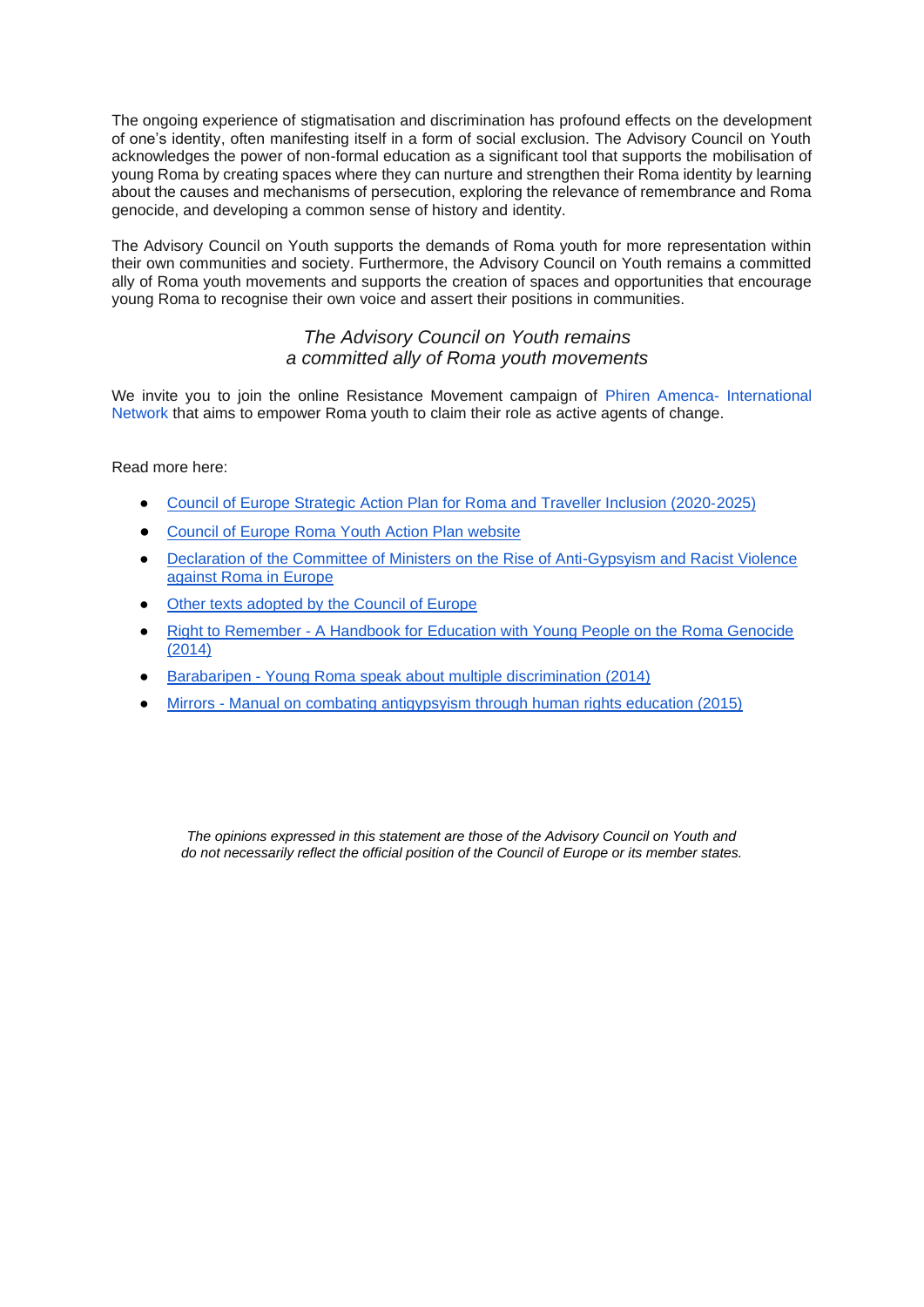The ongoing experience of stigmatisation and discrimination has profound effects on the development of one's identity, often manifesting itself in a form of social exclusion. The Advisory Council on Youth acknowledges the power of non-formal education as a significant tool that supports the mobilisation of young Roma by creating spaces where they can nurture and strengthen their Roma identity by learning about the causes and mechanisms of persecution, exploring the relevance of remembrance and Roma genocide, and developing a common sense of history and identity.

The Advisory Council on Youth supports the demands of Roma youth for more representation within their own communities and society. Furthermore, the Advisory Council on Youth remains a committed ally of Roma youth movements and supports the creation of spaces and opportunities that encourage young Roma to recognise their own voice and assert their positions in communities.

*The Advisory Council on Youth remains*
*a committed ally of Roma youth movements*

We invite you to join the online Resistance Movement campaign of Phiren Amenca- International Network that aims to empower Roma youth to claim their role as active agents of change.

Read more here:

- Council of Europe Strategic Action Plan for Roma and Traveller Inclusion (2020-2025)
- Council of Europe Roma Youth Action Plan website
- Declaration of the Committee of Ministers on the Rise of Anti-Gypsyism and Racist Violence against Roma in Europe
- Other texts adopted by the Council of Europe
- Right to Remember - A Handbook for Education with Young People on the Roma Genocide (2014)
- Barabaripen - Young Roma speak about multiple discrimination (2014)
- Mirrors - Manual on combating antigypsyism through human rights education (2015)

*The opinions expressed in this statement are those of the Advisory Council on Youth and do not necessarily reflect the official position of the Council of Europe or its member states.*